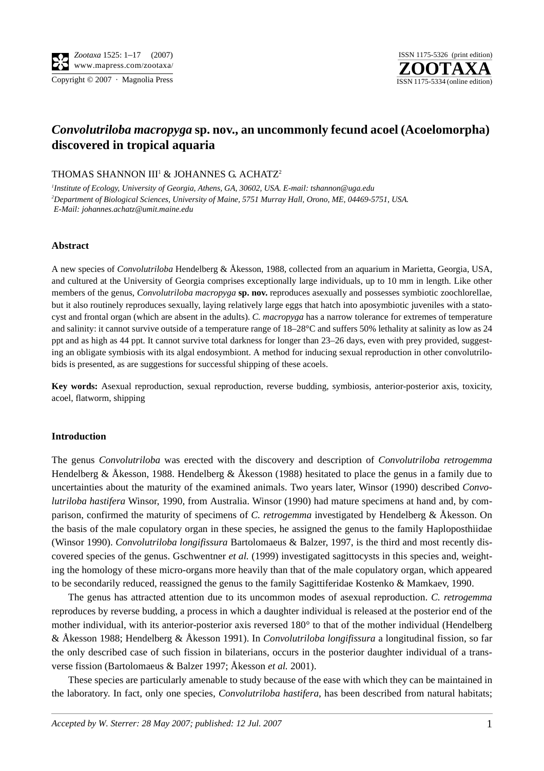# *Convolutriloba macropyga* sp. nov., an uncommonly fecund acoel (Acoelomorpha) discovered in tropical aquaria

THOMAS SHANNON III[1] & JOHANNES G. ACHATZ[2]

[1]*Institute of Ecology, University of Georgia, Athens, GA, 30602, USA. E-mail: tshannon@uga.edu*
[2]*Department of Biological Sciences, University of Maine, 5751 Murray Hall, Orono, ME, 04469-5751, USA. E-Mail: johannes.achatz@umit.maine.edu*

## Abstract

A new species of *Convolutriloba* Hendelberg & Åkesson, 1988, collected from an aquarium in Marietta, Georgia, USA, and cultured at the University of Georgia comprises exceptionally large individuals, up to 10 mm in length. Like other members of the genus, *Convolutriloba macropyga* **sp. nov.** reproduces asexually and possesses symbiotic zoochlorellae, but it also routinely reproduces sexually, laying relatively large eggs that hatch into aposymbiotic juveniles with a statocyst and frontal organ (which are absent in the adults). *C. macropyga* has a narrow tolerance for extremes of temperature and salinity: it cannot survive outside of a temperature range of 18–28°C and suffers 50% lethality at salinity as low as 24 ppt and as high as 44 ppt. It cannot survive total darkness for longer than 23–26 days, even with prey provided, suggesting an obligate symbiosis with its algal endosymbiont. A method for inducing sexual reproduction in other convolutrilobids is presented, as are suggestions for successful shipping of these acoels.

**Key words:** Asexual reproduction, sexual reproduction, reverse budding, symbiosis, anterior-posterior axis, toxicity, acoel, flatworm, shipping

## Introduction

The genus *Convolutriloba* was erected with the discovery and description of *Convolutriloba retrogemma* Hendelberg & Åkesson, 1988. Hendelberg & Åkesson (1988) hesitated to place the genus in a family due to uncertainties about the maturity of the examined animals. Two years later, Winsor (1990) described *Convolutriloba hastifera* Winsor, 1990, from Australia. Winsor (1990) had mature specimens at hand and, by comparison, confirmed the maturity of specimens of *C. retrogemma* investigated by Hendelberg & Åkesson. On the basis of the male copulatory organ in these species, he assigned the genus to the family Haploposthiidae (Winsor 1990). *Convolutriloba longifissura* Bartolomaeus & Balzer, 1997, is the third and most recently discovered species of the genus. Gschwentner *et al.* (1999) investigated sagittocysts in this species and, weighting the homology of these micro-organs more heavily than that of the male copulatory organ, which appeared to be secondarily reduced, reassigned the genus to the family Sagittiferidae Kostenko & Mamkaev, 1990.

The genus has attracted attention due to its uncommon modes of asexual reproduction. *C. retrogemma* reproduces by reverse budding, a process in which a daughter individual is released at the posterior end of the mother individual, with its anterior-posterior axis reversed 180° to that of the mother individual (Hendelberg & Åkesson 1988; Hendelberg & Åkesson 1991). In *Convolutriloba longifissura* a longitudinal fission, so far the only described case of such fission in bilaterians, occurs in the posterior daughter individual of a transverse fission (Bartolomaeus & Balzer 1997; Åkesson *et al.* 2001).

These species are particularly amenable to study because of the ease with which they can be maintained in the laboratory. In fact, only one species, *Convolutriloba hastifera*, has been described from natural habitats;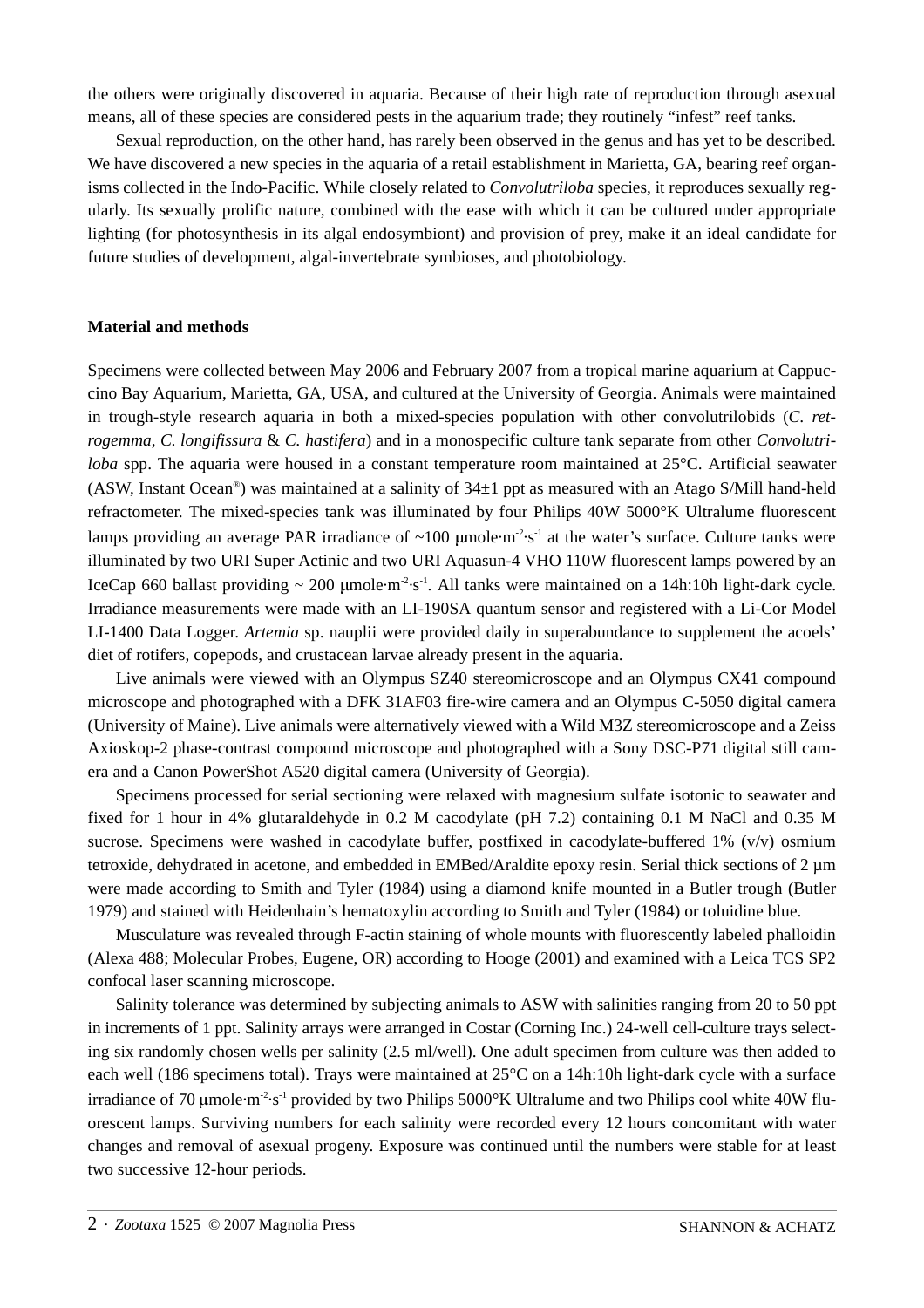the others were originally discovered in aquaria. Because of their high rate of reproduction through asexual means, all of these species are considered pests in the aquarium trade; they routinely "infest" reef tanks.

Sexual reproduction, on the other hand, has rarely been observed in the genus and has yet to be described. We have discovered a new species in the aquaria of a retail establishment in Marietta, GA, bearing reef organisms collected in the Indo-Pacific. While closely related to *Convolutriloba* species, it reproduces sexually regularly. Its sexually prolific nature, combined with the ease with which it can be cultured under appropriate lighting (for photosynthesis in its algal endosymbiont) and provision of prey, make it an ideal candidate for future studies of development, algal-invertebrate symbioses, and photobiology.

## Material and methods

Specimens were collected between May 2006 and February 2007 from a tropical marine aquarium at Cappuccino Bay Aquarium, Marietta, GA, USA, and cultured at the University of Georgia. Animals were maintained in trough-style research aquaria in both a mixed-species population with other convolutrilobids (*C. retrogemma*, *C. longifissura* & *C. hastifera*) and in a monospecific culture tank separate from other *Convolutriloba* spp. The aquaria were housed in a constant temperature room maintained at 25°C. Artificial seawater (ASW, Instant Ocean®) was maintained at a salinity of 34±1 ppt as measured with an Atago S/Mill hand-held refractometer. The mixed-species tank was illuminated by four Philips 40W 5000°K Ultralume fluorescent lamps providing an average PAR irradiance of ~100 μmole·$m^{-2}$·$s^{-1}$ at the water's surface. Culture tanks were illuminated by two URI Super Actinic and two URI Aquasun-4 VHO 110W fluorescent lamps powered by an IceCap 660 ballast providing ~ 200 μmole·$m^{-2}$·$s^{-1}$. All tanks were maintained on a 14h:10h light-dark cycle. Irradiance measurements were made with an LI-190SA quantum sensor and registered with a Li-Cor Model LI-1400 Data Logger. *Artemia* sp. nauplii were provided daily in superabundance to supplement the acoels' diet of rotifers, copepods, and crustacean larvae already present in the aquaria.

Live animals were viewed with an Olympus SZ40 stereomicroscope and an Olympus CX41 compound microscope and photographed with a DFK 31AF03 fire-wire camera and an Olympus C-5050 digital camera (University of Maine). Live animals were alternatively viewed with a Wild M3Z stereomicroscope and a Zeiss Axioskop-2 phase-contrast compound microscope and photographed with a Sony DSC-P71 digital still camera and a Canon PowerShot A520 digital camera (University of Georgia).

Specimens processed for serial sectioning were relaxed with magnesium sulfate isotonic to seawater and fixed for 1 hour in 4% glutaraldehyde in 0.2 M cacodylate (pH 7.2) containing 0.1 M NaCl and 0.35 M sucrose. Specimens were washed in cacodylate buffer, postfixed in cacodylate-buffered 1% (v/v) osmium tetroxide, dehydrated in acetone, and embedded in EMBed/Araldite epoxy resin. Serial thick sections of 2 µm were made according to Smith and Tyler (1984) using a diamond knife mounted in a Butler trough (Butler 1979) and stained with Heidenhain's hematoxylin according to Smith and Tyler (1984) or toluidine blue.

Musculature was revealed through F-actin staining of whole mounts with fluorescently labeled phalloidin (Alexa 488; Molecular Probes, Eugene, OR) according to Hooge (2001) and examined with a Leica TCS SP2 confocal laser scanning microscope.

Salinity tolerance was determined by subjecting animals to ASW with salinities ranging from 20 to 50 ppt in increments of 1 ppt. Salinity arrays were arranged in Costar (Corning Inc.) 24-well cell-culture trays selecting six randomly chosen wells per salinity (2.5 ml/well). One adult specimen from culture was then added to each well (186 specimens total). Trays were maintained at 25°C on a 14h:10h light-dark cycle with a surface irradiance of 70 μmole·$m^{-2}$·$s^{-1}$ provided by two Philips 5000°K Ultralume and two Philips cool white 40W fluorescent lamps. Surviving numbers for each salinity were recorded every 12 hours concomitant with water changes and removal of asexual progeny. Exposure was continued until the numbers were stable for at least two successive 12-hour periods.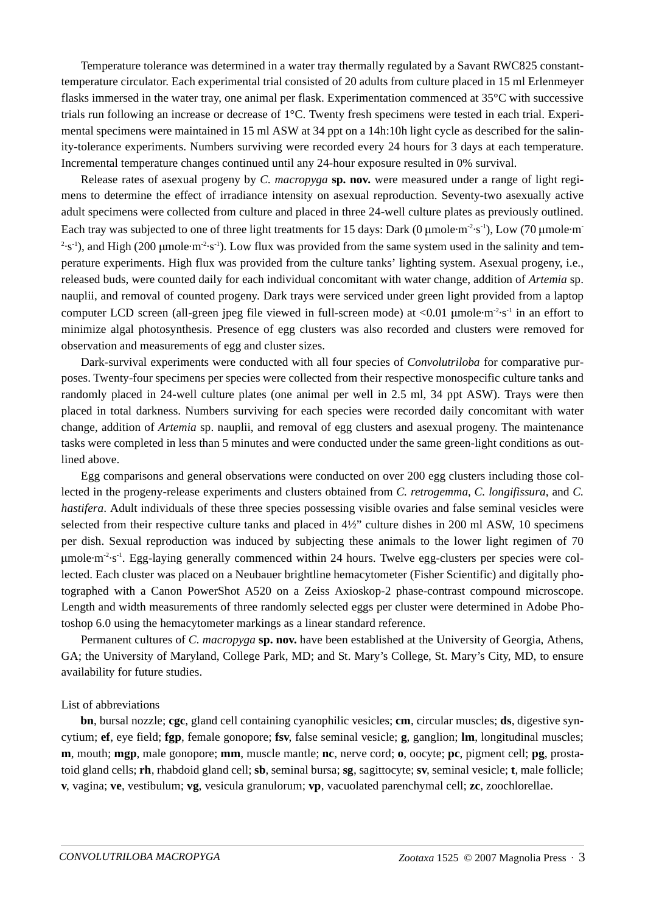Temperature tolerance was determined in a water tray thermally regulated by a Savant RWC825 constant-temperature circulator. Each experimental trial consisted of 20 adults from culture placed in 15 ml Erlenmeyer flasks immersed in the water tray, one animal per flask. Experimentation commenced at 35°C with successive trials run following an increase or decrease of 1°C. Twenty fresh specimens were tested in each trial. Experimental specimens were maintained in 15 ml ASW at 34 ppt on a 14h:10h light cycle as described for the salinity-tolerance experiments. Numbers surviving were recorded every 24 hours for 3 days at each temperature. Incremental temperature changes continued until any 24-hour exposure resulted in 0% survival.

Release rates of asexual progeny by *C. macropyga* **sp. nov.** were measured under a range of light regimens to determine the effect of irradiance intensity on asexual reproduction. Seventy-two asexually active adult specimens were collected from culture and placed in three 24-well culture plates as previously outlined. Each tray was subjected to one of three light treatments for 15 days: Dark (0 μmole·$m^{-2}$·$s^{-1}$), Low (70 μmole·$m^{-2}$·$s^{-1}$), and High (200 μmole·$m^{-2}$·$s^{-1}$). Low flux was provided from the same system used in the salinity and temperature experiments. High flux was provided from the culture tanks' lighting system. Asexual progeny, i.e., released buds, were counted daily for each individual concomitant with water change, addition of *Artemia* sp. nauplii, and removal of counted progeny. Dark trays were serviced under green light provided from a laptop computer LCD screen (all-green jpeg file viewed in full-screen mode) at <0.01 μmole·$m^{-2}$·$s^{-1}$ in an effort to minimize algal photosynthesis. Presence of egg clusters was also recorded and clusters were removed for observation and measurements of egg and cluster sizes.

Dark-survival experiments were conducted with all four species of *Convolutriloba* for comparative purposes. Twenty-four specimens per species were collected from their respective monospecific culture tanks and randomly placed in 24-well culture plates (one animal per well in 2.5 ml, 34 ppt ASW). Trays were then placed in total darkness. Numbers surviving for each species were recorded daily concomitant with water change, addition of *Artemia* sp. nauplii, and removal of egg clusters and asexual progeny. The maintenance tasks were completed in less than 5 minutes and were conducted under the same green-light conditions as outlined above.

Egg comparisons and general observations were conducted on over 200 egg clusters including those collected in the progeny-release experiments and clusters obtained from *C. retrogemma*, *C. longifissura*, and *C. hastifera*. Adult individuals of these three species possessing visible ovaries and false seminal vesicles were selected from their respective culture tanks and placed in 4½" culture dishes in 200 ml ASW, 10 specimens per dish. Sexual reproduction was induced by subjecting these animals to the lower light regimen of 70 μmole·$m^{-2}$·$s^{-1}$. Egg-laying generally commenced within 24 hours. Twelve egg-clusters per species were collected. Each cluster was placed on a Neubauer brightline hemacytometer (Fisher Scientific) and digitally photographed with a Canon PowerShot A520 on a Zeiss Axioskop-2 phase-contrast compound microscope. Length and width measurements of three randomly selected eggs per cluster were determined in Adobe Photoshop 6.0 using the hemacytometer markings as a linear standard reference.

Permanent cultures of *C. macropyga* **sp. nov.** have been established at the University of Georgia, Athens, GA; the University of Maryland, College Park, MD; and St. Mary's College, St. Mary's City, MD, to ensure availability for future studies.

List of abbreviations

**bn**, bursal nozzle; **cgc**, gland cell containing cyanophilic vesicles; **cm**, circular muscles; **ds**, digestive syncytium; **ef**, eye field; **fgp**, female gonopore; **fsv**, false seminal vesicle; **g**, ganglion; **lm**, longitudinal muscles; **m**, mouth; **mgp**, male gonopore; **mm**, muscle mantle; **nc**, nerve cord; **o**, oocyte; **pc**, pigment cell; **pg**, prostatoid gland cells; **rh**, rhabdoid gland cell; **sb**, seminal bursa; **sg**, sagittocyte; **sv**, seminal vesicle; **t**, male follicle; **v**, vagina; **ve**, vestibulum; **vg**, vesicula granulorum; **vp**, vacuolated parenchymal cell; **zc**, zoochlorellae.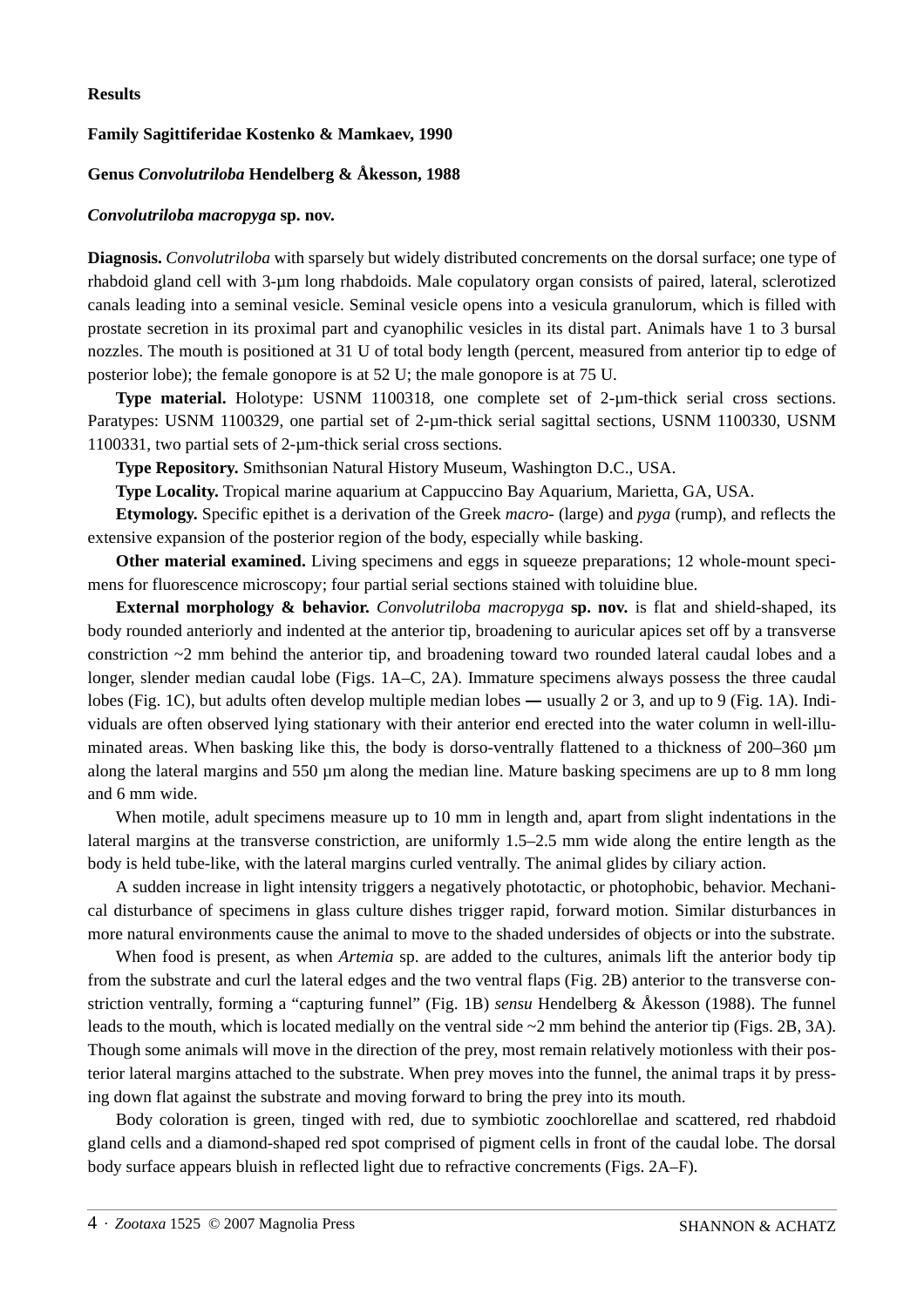**Results**

**Family Sagittiferidae Kostenko & Mamkaev, 1990**

**Genus *Convolutriloba* Hendelberg & Åkesson, 1988**

***Convolutriloba macropyga* sp. nov.**

**Diagnosis.** *Convolutriloba* with sparsely but widely distributed concrements on the dorsal surface; one type of rhabdoid gland cell with 3-µm long rhabdoids. Male copulatory organ consists of paired, lateral, sclerotized canals leading into a seminal vesicle. Seminal vesicle opens into a vesicula granulorum, which is filled with prostate secretion in its proximal part and cyanophilic vesicles in its distal part. Animals have 1 to 3 bursal nozzles. The mouth is positioned at 31 U of total body length (percent, measured from anterior tip to edge of posterior lobe); the female gonopore is at 52 U; the male gonopore is at 75 U.

**Type material.** Holotype: USNM 1100318, one complete set of 2-µm-thick serial cross sections. Paratypes: USNM 1100329, one partial set of 2-µm-thick serial sagittal sections, USNM 1100330, USNM 1100331, two partial sets of 2-µm-thick serial cross sections.

**Type Repository.** Smithsonian Natural History Museum, Washington D.C., USA.

**Type Locality.** Tropical marine aquarium at Cappuccino Bay Aquarium, Marietta, GA, USA.

**Etymology.** Specific epithet is a derivation of the Greek *macro-* (large) and *pyga* (rump), and reflects the extensive expansion of the posterior region of the body, especially while basking.

**Other material examined.** Living specimens and eggs in squeeze preparations; 12 whole-mount specimens for fluorescence microscopy; four partial serial sections stained with toluidine blue.

**External morphology & behavior.** *Convolutriloba macropyga* **sp. nov.** is flat and shield-shaped, its body rounded anteriorly and indented at the anterior tip, broadening to auricular apices set off by a transverse constriction ~2 mm behind the anterior tip, and broadening toward two rounded lateral caudal lobes and a longer, slender median caudal lobe (Figs. 1A–C, 2A). Immature specimens always possess the three caudal lobes (Fig. 1C), but adults often develop multiple median lobes **—** usually 2 or 3, and up to 9 (Fig. 1A). Individuals are often observed lying stationary with their anterior end erected into the water column in well-illuminated areas. When basking like this, the body is dorso-ventrally flattened to a thickness of 200–360 µm along the lateral margins and 550 µm along the median line. Mature basking specimens are up to 8 mm long and 6 mm wide.

When motile, adult specimens measure up to 10 mm in length and, apart from slight indentations in the lateral margins at the transverse constriction, are uniformly 1.5–2.5 mm wide along the entire length as the body is held tube-like, with the lateral margins curled ventrally. The animal glides by ciliary action.

A sudden increase in light intensity triggers a negatively phototactic, or photophobic, behavior. Mechanical disturbance of specimens in glass culture dishes trigger rapid, forward motion. Similar disturbances in more natural environments cause the animal to move to the shaded undersides of objects or into the substrate.

When food is present, as when *Artemia* sp. are added to the cultures, animals lift the anterior body tip from the substrate and curl the lateral edges and the two ventral flaps (Fig. 2B) anterior to the transverse constriction ventrally, forming a "capturing funnel" (Fig. 1B) *sensu* Hendelberg & Åkesson (1988). The funnel leads to the mouth, which is located medially on the ventral side ~2 mm behind the anterior tip (Figs. 2B, 3A). Though some animals will move in the direction of the prey, most remain relatively motionless with their posterior lateral margins attached to the substrate. When prey moves into the funnel, the animal traps it by pressing down flat against the substrate and moving forward to bring the prey into its mouth.

Body coloration is green, tinged with red, due to symbiotic zoochlorellae and scattered, red rhabdoid gland cells and a diamond-shaped red spot comprised of pigment cells in front of the caudal lobe. The dorsal body surface appears bluish in reflected light due to refractive concrements (Figs. 2A–F).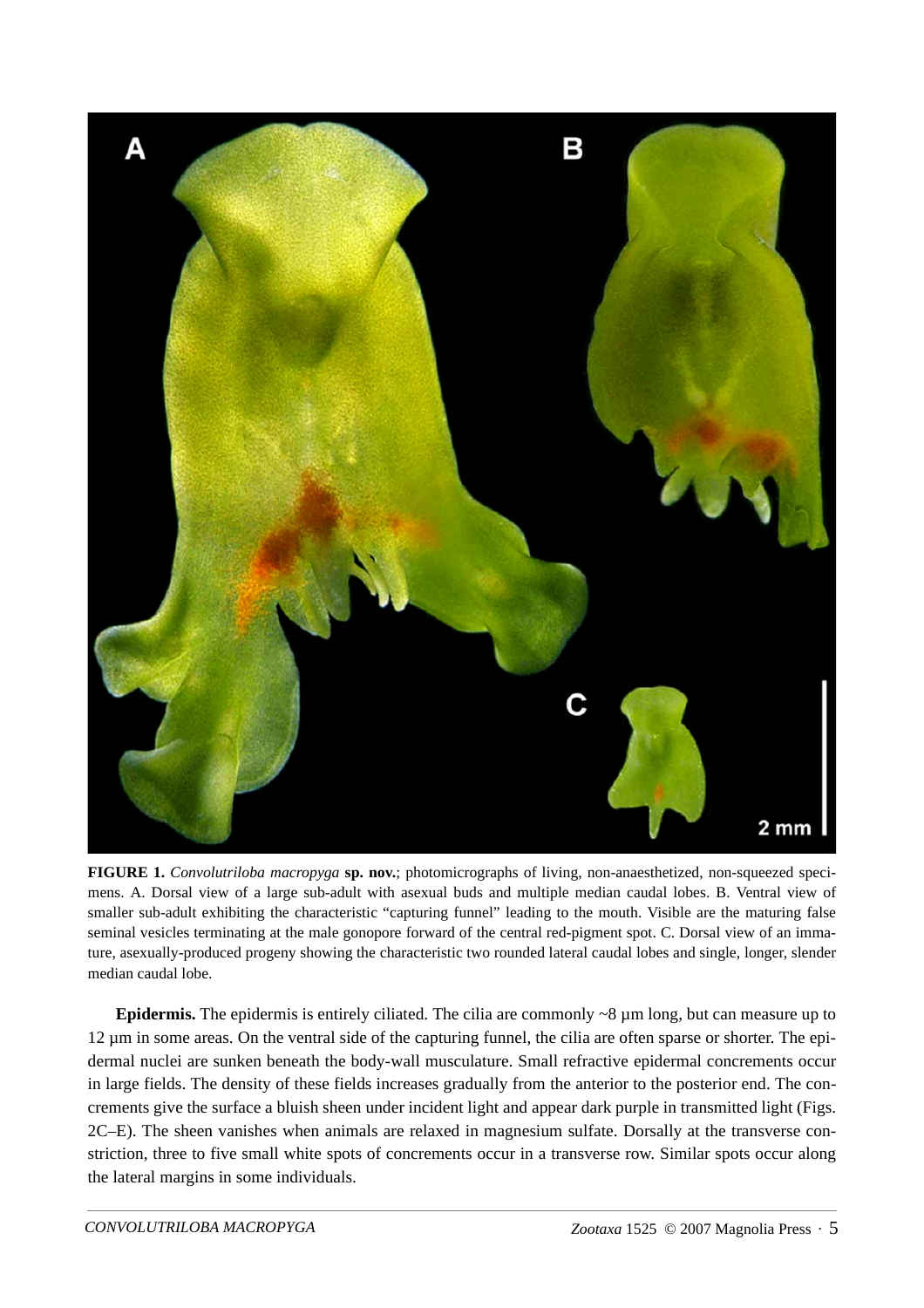**FIGURE 1.** *Convolutriloba macropyga* **sp. nov.**; photomicrographs of living, non-anaesthetized, non-squeezed specimens. A. Dorsal view of a large sub-adult with asexual buds and multiple median caudal lobes. B. Ventral view of smaller sub-adult exhibiting the characteristic "capturing funnel" leading to the mouth. Visible are the maturing false seminal vesicles terminating at the male gonopore forward of the central red-pigment spot. C. Dorsal view of an immature, asexually-produced progeny showing the characteristic two rounded lateral caudal lobes and single, longer, slender median caudal lobe.

**Epidermis.** The epidermis is entirely ciliated. The cilia are commonly ~8 µm long, but can measure up to 12 µm in some areas. On the ventral side of the capturing funnel, the cilia are often sparse or shorter. The epidermal nuclei are sunken beneath the body-wall musculature. Small refractive epidermal concrements occur in large fields. The density of these fields increases gradually from the anterior to the posterior end. The concrements give the surface a bluish sheen under incident light and appear dark purple in transmitted light (Figs. 2C–E). The sheen vanishes when animals are relaxed in magnesium sulfate. Dorsally at the transverse constriction, three to five small white spots of concrements occur in a transverse row. Similar spots occur along the lateral margins in some individuals.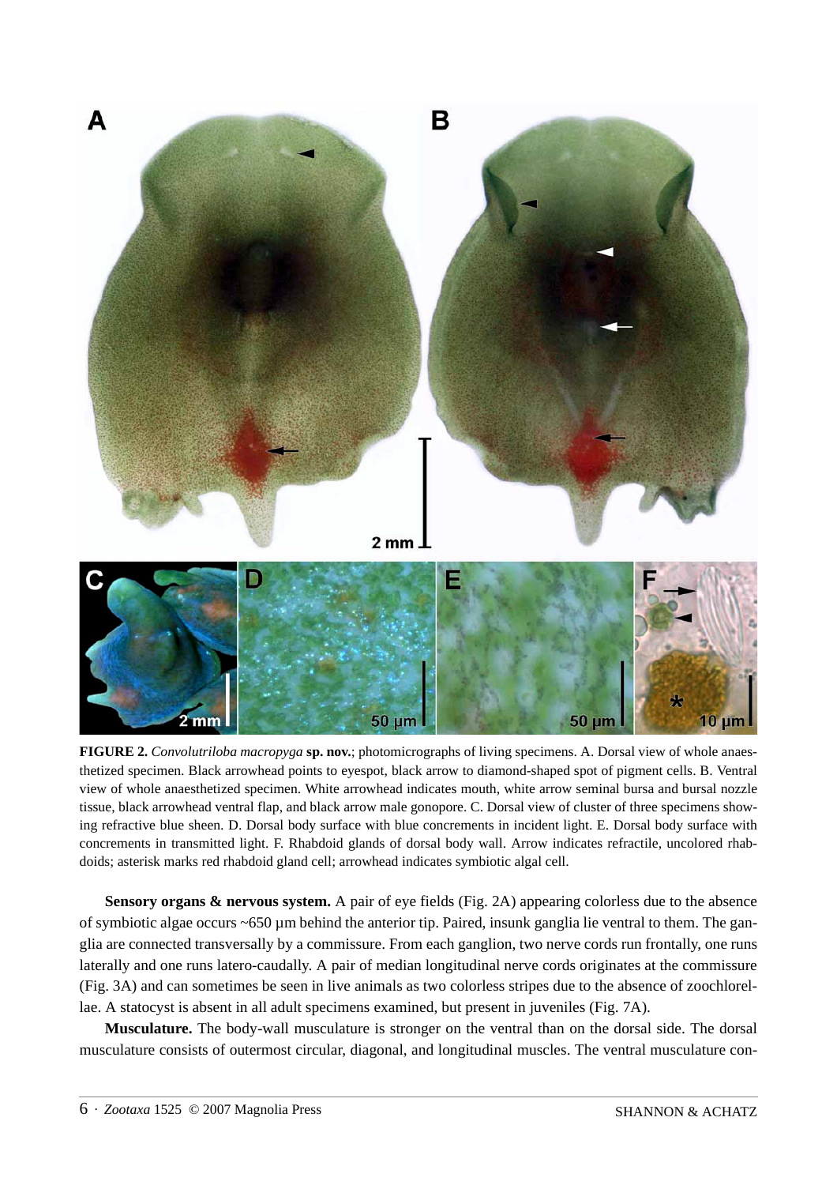**FIGURE 2.** *Convolutriloba macropyga* **sp. nov.**; photomicrographs of living specimens. A. Dorsal view of whole anaesthetized specimen. Black arrowhead points to eyespot, black arrow to diamond-shaped spot of pigment cells. B. Ventral view of whole anaesthetized specimen. White arrowhead indicates mouth, white arrow seminal bursa and bursal nozzle tissue, black arrowhead ventral flap, and black arrow male gonopore. C. Dorsal view of cluster of three specimens showing refractive blue sheen. D. Dorsal body surface with blue concrements in incident light. E. Dorsal body surface with concrements in transmitted light. F. Rhabdoid glands of dorsal body wall. Arrow indicates refractile, uncolored rhabdoids; asterisk marks red rhabdoid gland cell; arrowhead indicates symbiotic algal cell.

**Sensory organs & nervous system.** A pair of eye fields (Fig. 2A) appearing colorless due to the absence of symbiotic algae occurs ~650 µm behind the anterior tip. Paired, insunk ganglia lie ventral to them. The ganglia are connected transversally by a commissure. From each ganglion, two nerve cords run frontally, one runs laterally and one runs latero-caudally. A pair of median longitudinal nerve cords originates at the commissure (Fig. 3A) and can sometimes be seen in live animals as two colorless stripes due to the absence of zoochlorellae. A statocyst is absent in all adult specimens examined, but present in juveniles (Fig. 7A).

**Musculature.** The body-wall musculature is stronger on the ventral than on the dorsal side. The dorsal musculature consists of outermost circular, diagonal, and longitudinal muscles. The ventral musculature con-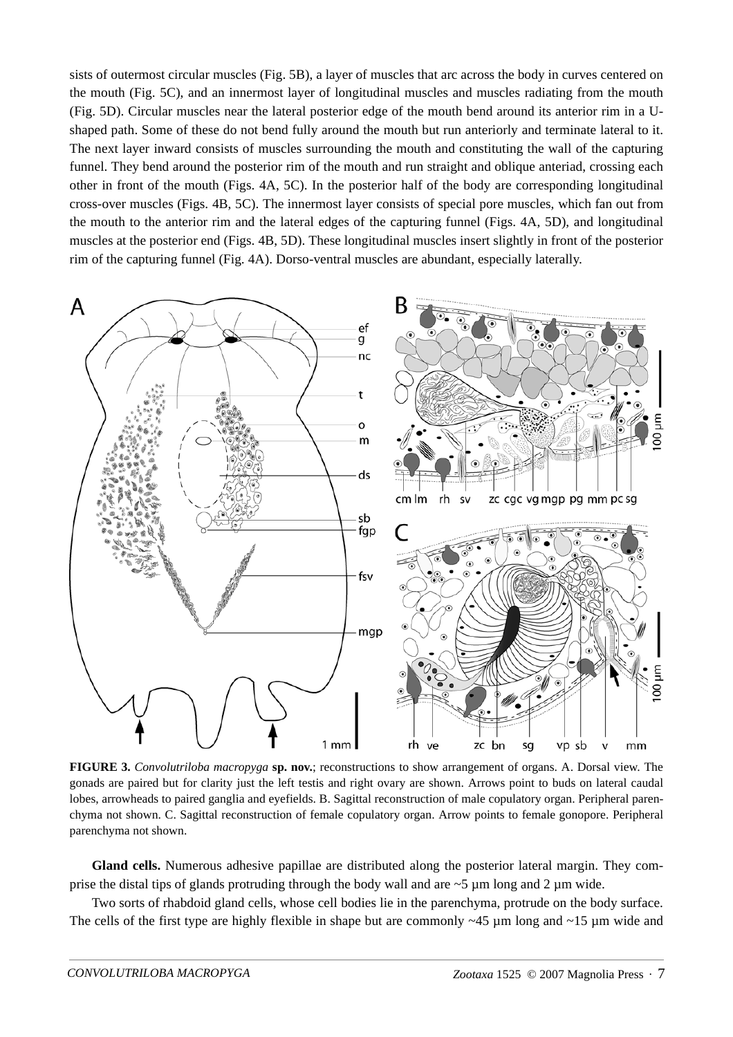sists of outermost circular muscles (Fig. 5B), a layer of muscles that arc across the body in curves centered on the mouth (Fig. 5C), and an innermost layer of longitudinal muscles and muscles radiating from the mouth (Fig. 5D). Circular muscles near the lateral posterior edge of the mouth bend around its anterior rim in a U-shaped path. Some of these do not bend fully around the mouth but run anteriorly and terminate lateral to it. The next layer inward consists of muscles surrounding the mouth and constituting the wall of the capturing funnel. They bend around the posterior rim of the mouth and run straight and oblique anteriad, crossing each other in front of the mouth (Figs. 4A, 5C). In the posterior half of the body are corresponding longitudinal cross-over muscles (Figs. 4B, 5C). The innermost layer consists of special pore muscles, which fan out from the mouth to the anterior rim and the lateral edges of the capturing funnel (Figs. 4A, 5D), and longitudinal muscles at the posterior end (Figs. 4B, 5D). These longitudinal muscles insert slightly in front of the posterior rim of the capturing funnel (Fig. 4A). Dorso-ventral muscles are abundant, especially laterally.

**FIGURE 3.** *Convolutriloba macropyga* **sp. nov.**; reconstructions to show arrangement of organs. A. Dorsal view. The gonads are paired but for clarity just the left testis and right ovary are shown. Arrows point to buds on lateral caudal lobes, arrowheads to paired ganglia and eyefields. B. Sagittal reconstruction of male copulatory organ. Peripheral parenchyma not shown. C. Sagittal reconstruction of female copulatory organ. Arrow points to female gonopore. Peripheral parenchyma not shown.

**Gland cells.** Numerous adhesive papillae are distributed along the posterior lateral margin. They comprise the distal tips of glands protruding through the body wall and are ~5 µm long and 2 µm wide.

Two sorts of rhabdoid gland cells, whose cell bodies lie in the parenchyma, protrude on the body surface. The cells of the first type are highly flexible in shape but are commonly ~45 µm long and ~15 µm wide and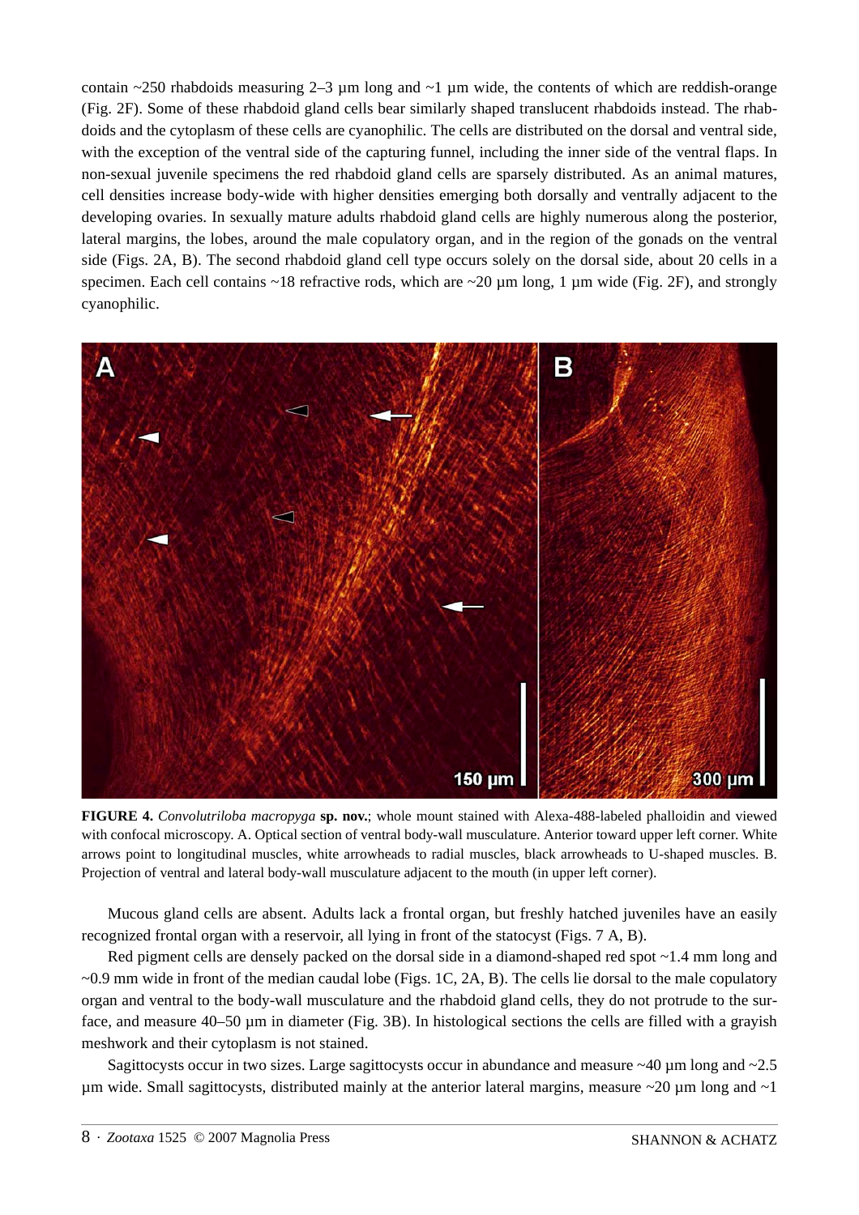contain ~250 rhabdoids measuring 2–3 µm long and ~1 µm wide, the contents of which are reddish-orange (Fig. 2F). Some of these rhabdoid gland cells bear similarly shaped translucent rhabdoids instead. The rhabdoids and the cytoplasm of these cells are cyanophilic. The cells are distributed on the dorsal and ventral side, with the exception of the ventral side of the capturing funnel, including the inner side of the ventral flaps. In non-sexual juvenile specimens the red rhabdoid gland cells are sparsely distributed. As an animal matures, cell densities increase body-wide with higher densities emerging both dorsally and ventrally adjacent to the developing ovaries. In sexually mature adults rhabdoid gland cells are highly numerous along the posterior, lateral margins, the lobes, around the male copulatory organ, and in the region of the gonads on the ventral side (Figs. 2A, B). The second rhabdoid gland cell type occurs solely on the dorsal side, about 20 cells in a specimen. Each cell contains ~18 refractive rods, which are ~20 µm long, 1 µm wide (Fig. 2F), and strongly cyanophilic.

**FIGURE 4.** *Convolutriloba macropyga* **sp. nov.**; whole mount stained with Alexa-488-labeled phalloidin and viewed with confocal microscopy. A. Optical section of ventral body-wall musculature. Anterior toward upper left corner. White arrows point to longitudinal muscles, white arrowheads to radial muscles, black arrowheads to U-shaped muscles. B. Projection of ventral and lateral body-wall musculature adjacent to the mouth (in upper left corner).

Mucous gland cells are absent. Adults lack a frontal organ, but freshly hatched juveniles have an easily recognized frontal organ with a reservoir, all lying in front of the statocyst (Figs. 7 A, B).

Red pigment cells are densely packed on the dorsal side in a diamond-shaped red spot ~1.4 mm long and ~0.9 mm wide in front of the median caudal lobe (Figs. 1C, 2A, B). The cells lie dorsal to the male copulatory organ and ventral to the body-wall musculature and the rhabdoid gland cells, they do not protrude to the surface, and measure 40–50 µm in diameter (Fig. 3B). In histological sections the cells are filled with a grayish meshwork and their cytoplasm is not stained.

Sagittocysts occur in two sizes. Large sagittocysts occur in abundance and measure ~40 µm long and ~2.5 µm wide. Small sagittocysts, distributed mainly at the anterior lateral margins, measure ~20 µm long and ~1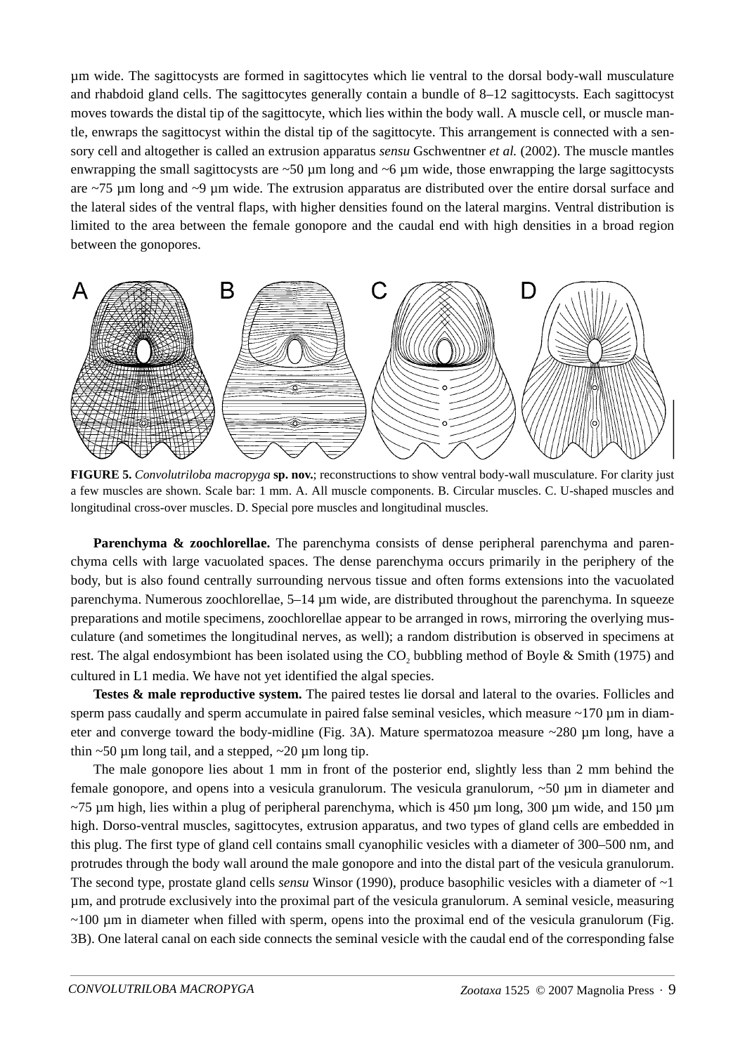µm wide. The sagittocysts are formed in sagittocytes which lie ventral to the dorsal body-wall musculature and rhabdoid gland cells. The sagittocytes generally contain a bundle of 8–12 sagittocysts. Each sagittocyst moves towards the distal tip of the sagittocyte, which lies within the body wall. A muscle cell, or muscle mantle, enwraps the sagittocyst within the distal tip of the sagittocyte. This arrangement is connected with a sensory cell and altogether is called an extrusion apparatus *sensu* Gschwentner *et al.* (2002). The muscle mantles enwrapping the small sagittocysts are ~50 µm long and ~6 µm wide, those enwrapping the large sagittocysts are ~75 µm long and ~9 µm wide. The extrusion apparatus are distributed over the entire dorsal surface and the lateral sides of the ventral flaps, with higher densities found on the lateral margins. Ventral distribution is limited to the area between the female gonopore and the caudal end with high densities in a broad region between the gonopores.

**FIGURE 5.** *Convolutriloba macropyga* **sp. nov.**; reconstructions to show ventral body-wall musculature. For clarity just a few muscles are shown. Scale bar: 1 mm. A. All muscle components. B. Circular muscles. C. U-shaped muscles and longitudinal cross-over muscles. D. Special pore muscles and longitudinal muscles.

**Parenchyma & zoochlorellae.** The parenchyma consists of dense peripheral parenchyma and parenchyma cells with large vacuolated spaces. The dense parenchyma occurs primarily in the periphery of the body, but is also found centrally surrounding nervous tissue and often forms extensions into the vacuolated parenchyma. Numerous zoochlorellae, 5–14 µm wide, are distributed throughout the parenchyma. In squeeze preparations and motile specimens, zoochlorellae appear to be arranged in rows, mirroring the overlying musculature (and sometimes the longitudinal nerves, as well); a random distribution is observed in specimens at rest. The algal endosymbiont has been isolated using the $CO_2$ bubbling method of Boyle & Smith (1975) and cultured in L1 media. We have not yet identified the algal species.

**Testes & male reproductive system.** The paired testes lie dorsal and lateral to the ovaries. Follicles and sperm pass caudally and sperm accumulate in paired false seminal vesicles, which measure ~170 µm in diameter and converge toward the body-midline (Fig. 3A). Mature spermatozoa measure ~280 µm long, have a thin ~50 µm long tail, and a stepped, ~20 µm long tip.

The male gonopore lies about 1 mm in front of the posterior end, slightly less than 2 mm behind the female gonopore, and opens into a vesicula granulorum. The vesicula granulorum, ~50 µm in diameter and ~75 µm high, lies within a plug of peripheral parenchyma, which is 450 µm long, 300 µm wide, and 150 µm high. Dorso-ventral muscles, sagittocytes, extrusion apparatus, and two types of gland cells are embedded in this plug. The first type of gland cell contains small cyanophilic vesicles with a diameter of 300–500 nm, and protrudes through the body wall around the male gonopore and into the distal part of the vesicula granulorum. The second type, prostate gland cells *sensu* Winsor (1990), produce basophilic vesicles with a diameter of ~1 µm, and protrude exclusively into the proximal part of the vesicula granulorum. A seminal vesicle, measuring ~100 µm in diameter when filled with sperm, opens into the proximal end of the vesicula granulorum (Fig. 3B). One lateral canal on each side connects the seminal vesicle with the caudal end of the corresponding false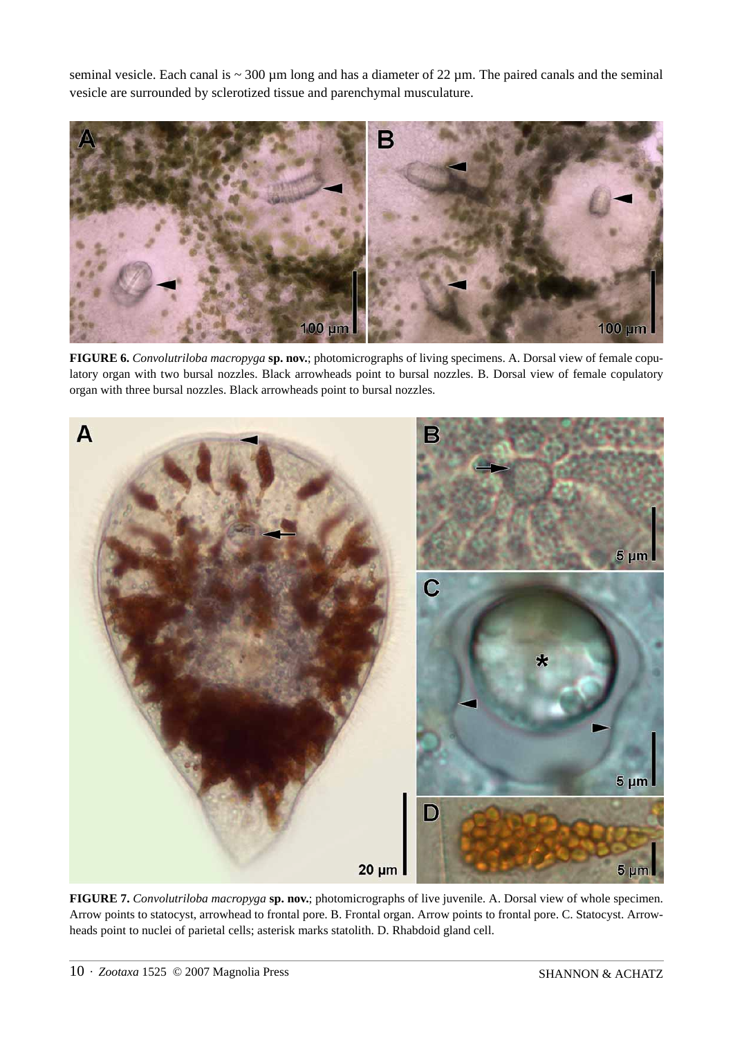seminal vesicle. Each canal is ~ 300 µm long and has a diameter of 22 µm. The paired canals and the seminal vesicle are surrounded by sclerotized tissue and parenchymal musculature.

**FIGURE 6.** *Convolutriloba macropyga* **sp. nov.**; photomicrographs of living specimens. A. Dorsal view of female copulatory organ with two bursal nozzles. Black arrowheads point to bursal nozzles. B. Dorsal view of female copulatory organ with three bursal nozzles. Black arrowheads point to bursal nozzles.

**FIGURE 7.** *Convolutriloba macropyga* **sp. nov.**; photomicrographs of live juvenile. A. Dorsal view of whole specimen. Arrow points to statocyst, arrowhead to frontal pore. B. Frontal organ. Arrow points to frontal pore. C. Statocyst. Arrowheads point to nuclei of parietal cells; asterisk marks statolith. D. Rhabdoid gland cell.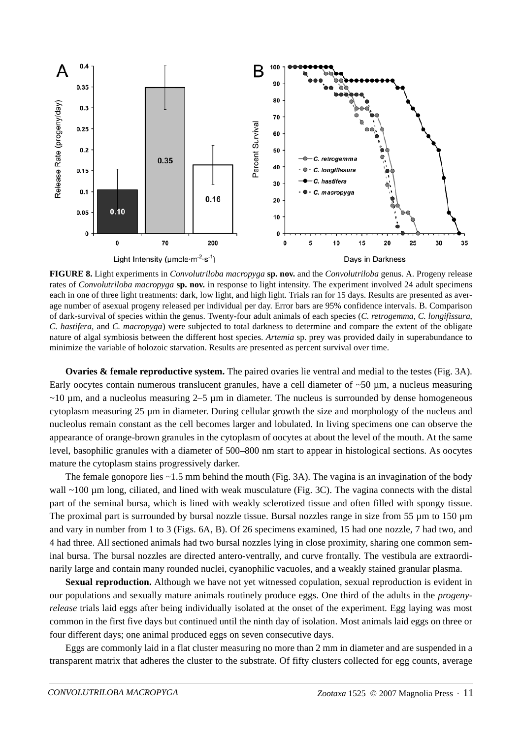**FIGURE 8.** Light experiments in *Convolutriloba macropyga* **sp. nov.** and the *Convolutriloba* genus. A. Progeny release rates of *Convolutriloba macropyga* **sp. nov.** in response to light intensity. The experiment involved 24 adult specimens each in one of three light treatments: dark, low light, and high light. Trials ran for 15 days. Results are presented as average number of asexual progeny released per individual per day. Error bars are 95% confidence intervals. B. Comparison of dark-survival of species within the genus. Twenty-four adult animals of each species (*C. retrogemma*, *C. longifissura*, *C. hastifera*, and *C. macropyga*) were subjected to total darkness to determine and compare the extent of the obligate nature of algal symbiosis between the different host species. *Artemia* sp. prey was provided daily in superabundance to minimize the variable of holozoic starvation. Results are presented as percent survival over time.

**Ovaries & female reproductive system.** The paired ovaries lie ventral and medial to the testes (Fig. 3A). Early oocytes contain numerous translucent granules, have a cell diameter of ~50 µm, a nucleus measuring ~10 µm, and a nucleolus measuring 2–5 µm in diameter. The nucleus is surrounded by dense homogeneous cytoplasm measuring 25 µm in diameter. During cellular growth the size and morphology of the nucleus and nucleolus remain constant as the cell becomes larger and lobulated. In living specimens one can observe the appearance of orange-brown granules in the cytoplasm of oocytes at about the level of the mouth. At the same level, basophilic granules with a diameter of 500–800 nm start to appear in histological sections. As oocytes mature the cytoplasm stains progressively darker.

The female gonopore lies ~1.5 mm behind the mouth (Fig. 3A). The vagina is an invagination of the body wall ~100 µm long, ciliated, and lined with weak musculature (Fig. 3C). The vagina connects with the distal part of the seminal bursa, which is lined with weakly sclerotized tissue and often filled with spongy tissue. The proximal part is surrounded by bursal nozzle tissue. Bursal nozzles range in size from 55 µm to 150 µm and vary in number from 1 to 3 (Figs. 6A, B). Of 26 specimens examined, 15 had one nozzle, 7 had two, and 4 had three. All sectioned animals had two bursal nozzles lying in close proximity, sharing one common seminal bursa. The bursal nozzles are directed antero-ventrally, and curve frontally. The vestibula are extraordinarily large and contain many rounded nuclei, cyanophilic vacuoles, and a weakly stained granular plasma.

**Sexual reproduction.** Although we have not yet witnessed copulation, sexual reproduction is evident in our populations and sexually mature animals routinely produce eggs. One third of the adults in the *progeny-release* trials laid eggs after being individually isolated at the onset of the experiment. Egg laying was most common in the first five days but continued until the ninth day of isolation. Most animals laid eggs on three or four different days; one animal produced eggs on seven consecutive days.

Eggs are commonly laid in a flat cluster measuring no more than 2 mm in diameter and are suspended in a transparent matrix that adheres the cluster to the substrate. Of fifty clusters collected for egg counts, average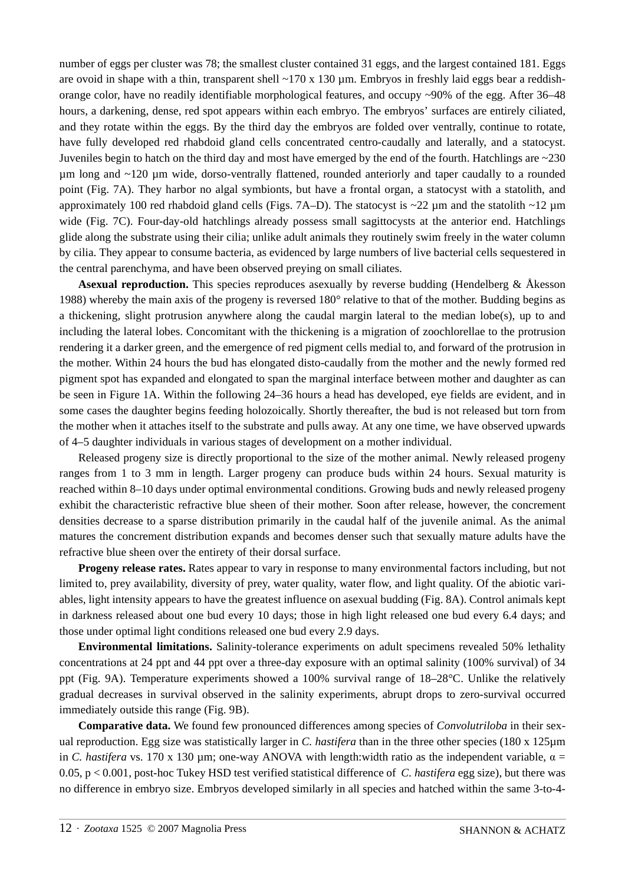number of eggs per cluster was 78; the smallest cluster contained 31 eggs, and the largest contained 181. Eggs are ovoid in shape with a thin, transparent shell ~170 x 130 µm. Embryos in freshly laid eggs bear a reddish-orange color, have no readily identifiable morphological features, and occupy ~90% of the egg. After 36–48 hours, a darkening, dense, red spot appears within each embryo. The embryos' surfaces are entirely ciliated, and they rotate within the eggs. By the third day the embryos are folded over ventrally, continue to rotate, have fully developed red rhabdoid gland cells concentrated centro-caudally and laterally, and a statocyst. Juveniles begin to hatch on the third day and most have emerged by the end of the fourth. Hatchlings are ~230 µm long and ~120 µm wide, dorso-ventrally flattened, rounded anteriorly and taper caudally to a rounded point (Fig. 7A). They harbor no algal symbionts, but have a frontal organ, a statocyst with a statolith, and approximately 100 red rhabdoid gland cells (Figs. 7A–D). The statocyst is ~22 µm and the statolith ~12 µm wide (Fig. 7C). Four-day-old hatchlings already possess small sagittocysts at the anterior end. Hatchlings glide along the substrate using their cilia; unlike adult animals they routinely swim freely in the water column by cilia. They appear to consume bacteria, as evidenced by large numbers of live bacterial cells sequestered in the central parenchyma, and have been observed preying on small ciliates.

**Asexual reproduction.** This species reproduces asexually by reverse budding (Hendelberg & Åkesson 1988) whereby the main axis of the progeny is reversed 180° relative to that of the mother. Budding begins as a thickening, slight protrusion anywhere along the caudal margin lateral to the median lobe(s), up to and including the lateral lobes. Concomitant with the thickening is a migration of zoochlorellae to the protrusion rendering it a darker green, and the emergence of red pigment cells medial to, and forward of the protrusion in the mother. Within 24 hours the bud has elongated disto-caudally from the mother and the newly formed red pigment spot has expanded and elongated to span the marginal interface between mother and daughter as can be seen in Figure 1A. Within the following 24–36 hours a head has developed, eye fields are evident, and in some cases the daughter begins feeding holozoically. Shortly thereafter, the bud is not released but torn from the mother when it attaches itself to the substrate and pulls away. At any one time, we have observed upwards of 4–5 daughter individuals in various stages of development on a mother individual.

Released progeny size is directly proportional to the size of the mother animal. Newly released progeny ranges from 1 to 3 mm in length. Larger progeny can produce buds within 24 hours. Sexual maturity is reached within 8–10 days under optimal environmental conditions. Growing buds and newly released progeny exhibit the characteristic refractive blue sheen of their mother. Soon after release, however, the concrement densities decrease to a sparse distribution primarily in the caudal half of the juvenile animal. As the animal matures the concrement distribution expands and becomes denser such that sexually mature adults have the refractive blue sheen over the entirety of their dorsal surface.

**Progeny release rates.** Rates appear to vary in response to many environmental factors including, but not limited to, prey availability, diversity of prey, water quality, water flow, and light quality. Of the abiotic variables, light intensity appears to have the greatest influence on asexual budding (Fig. 8A). Control animals kept in darkness released about one bud every 10 days; those in high light released one bud every 6.4 days; and those under optimal light conditions released one bud every 2.9 days.

**Environmental limitations.** Salinity-tolerance experiments on adult specimens revealed 50% lethality concentrations at 24 ppt and 44 ppt over a three-day exposure with an optimal salinity (100% survival) of 34 ppt (Fig. 9A). Temperature experiments showed a 100% survival range of 18–28°C. Unlike the relatively gradual decreases in survival observed in the salinity experiments, abrupt drops to zero-survival occurred immediately outside this range (Fig. 9B).

**Comparative data.** We found few pronounced differences among species of *Convolutriloba* in their sexual reproduction. Egg size was statistically larger in *C. hastifera* than in the three other species (180 x 125µm in *C. hastifera* vs. 170 x 130 µm; one-way ANOVA with length:width ratio as the independent variable, $\alpha = 0.05$, $p < 0.001$, post-hoc Tukey HSD test verified statistical difference of *C. hastifera* egg size), but there was no difference in embryo size. Embryos developed similarly in all species and hatched within the same 3-to-4-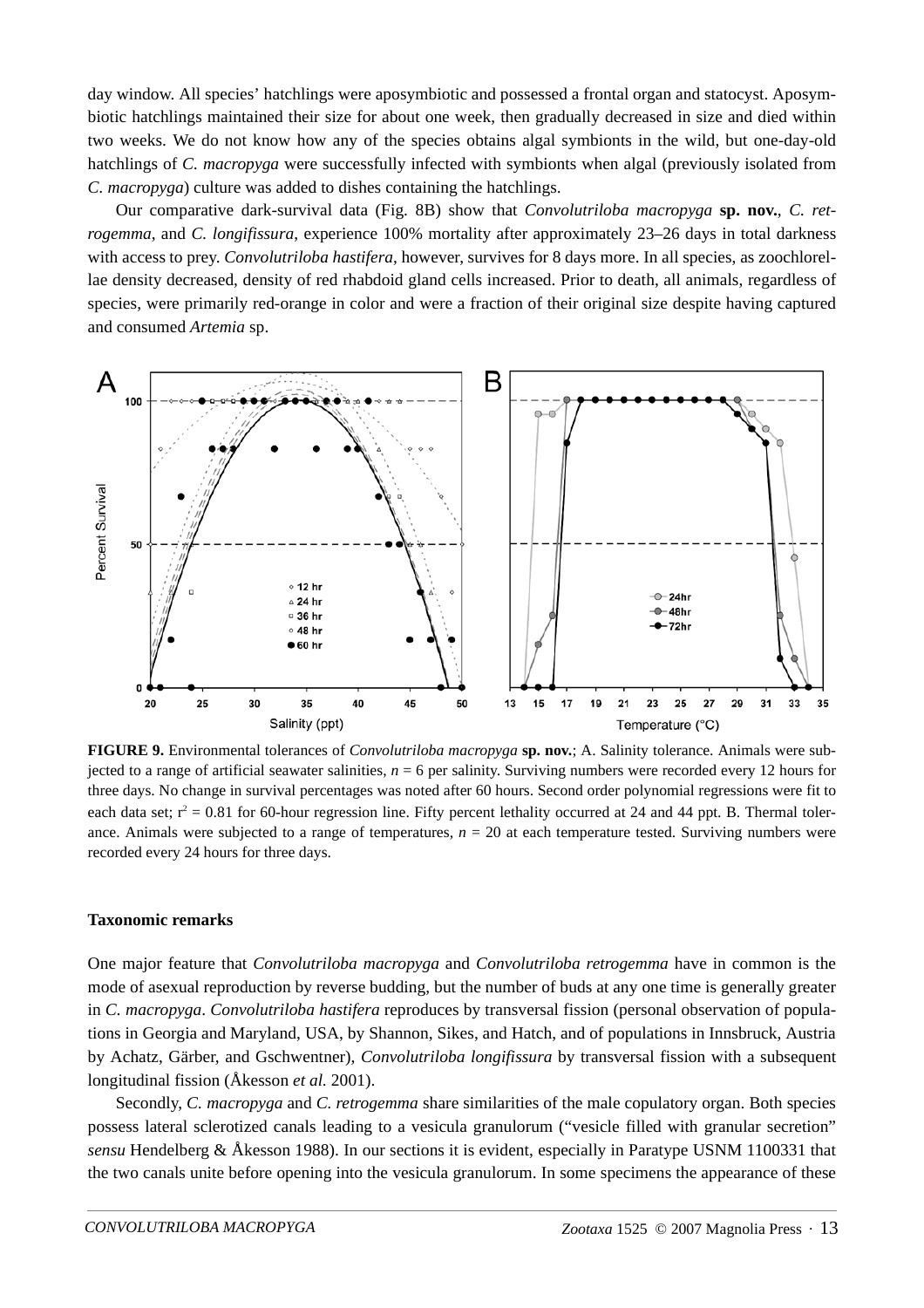day window. All species' hatchlings were aposymbiotic and possessed a frontal organ and statocyst. Aposymbiotic hatchlings maintained their size for about one week, then gradually decreased in size and died within two weeks. We do not know how any of the species obtains algal symbionts in the wild, but one-day-old hatchlings of *C. macropyga* were successfully infected with symbionts when algal (previously isolated from *C. macropyga*) culture was added to dishes containing the hatchlings.

Our comparative dark-survival data (Fig. 8B) show that *Convolutriloba macropyga* **sp. nov.**, *C. retrogemma*, and *C. longifissura*, experience 100% mortality after approximately 23–26 days in total darkness with access to prey. *Convolutriloba hastifera*, however, survives for 8 days more. In all species, as zoochlorellae density decreased, density of red rhabdoid gland cells increased. Prior to death, all animals, regardless of species, were primarily red-orange in color and were a fraction of their original size despite having captured and consumed *Artemia* sp.

**FIGURE 9.** Environmental tolerances of *Convolutriloba macropyga* **sp. nov.**; A. Salinity tolerance. Animals were subjected to a range of artificial seawater salinities, $n = 6$ per salinity. Surviving numbers were recorded every 12 hours for three days. No change in survival percentages was noted after 60 hours. Second order polynomial regressions were fit to each data set; $r^2 = 0.81$ for 60-hour regression line. Fifty percent lethality occurred at 24 and 44 ppt. B. Thermal tolerance. Animals were subjected to a range of temperatures, $n = 20$ at each temperature tested. Surviving numbers were recorded every 24 hours for three days.

### Taxonomic remarks

One major feature that *Convolutriloba macropyga* and *Convolutriloba retrogemma* have in common is the mode of asexual reproduction by reverse budding, but the number of buds at any one time is generally greater in *C. macropyga*. *Convolutriloba hastifera* reproduces by transversal fission (personal observation of populations in Georgia and Maryland, USA, by Shannon, Sikes, and Hatch, and of populations in Innsbruck, Austria by Achatz, Gärber, and Gschwentner), *Convolutriloba longifissura* by transversal fission with a subsequent longitudinal fission (Åkesson *et al.* 2001).

Secondly, *C. macropyga* and *C. retrogemma* share similarities of the male copulatory organ. Both species possess lateral sclerotized canals leading to a vesicula granulorum ("vesicle filled with granular secretion" *sensu* Hendelberg & Åkesson 1988). In our sections it is evident, especially in Paratype USNM 1100331 that the two canals unite before opening into the vesicula granulorum. In some specimens the appearance of these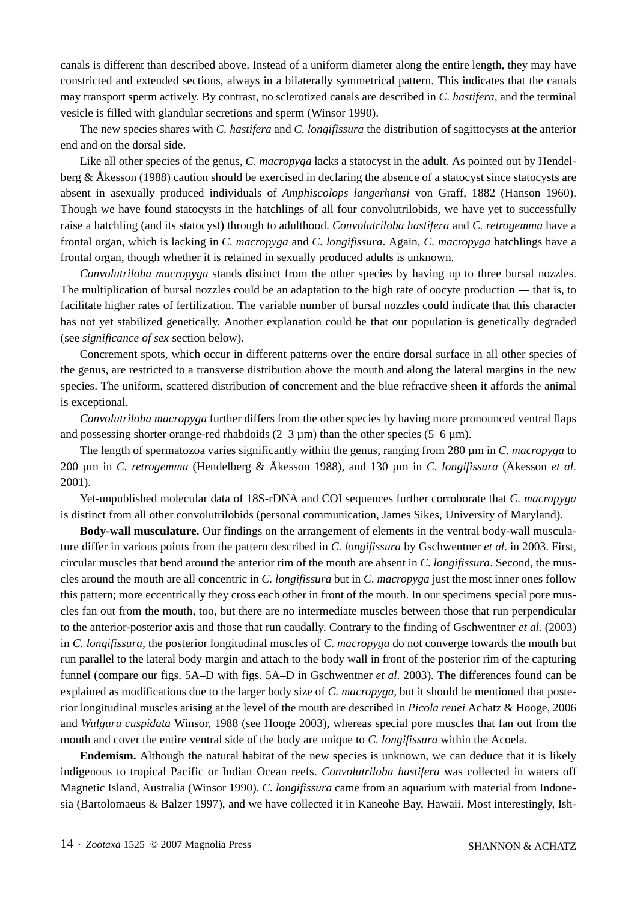canals is different than described above. Instead of a uniform diameter along the entire length, they may have constricted and extended sections, always in a bilaterally symmetrical pattern. This indicates that the canals may transport sperm actively. By contrast, no sclerotized canals are described in *C. hastifera*, and the terminal vesicle is filled with glandular secretions and sperm (Winsor 1990).

The new species shares with *C. hastifera* and *C. longifissura* the distribution of sagittocysts at the anterior end and on the dorsal side.

Like all other species of the genus, *C. macropyga* lacks a statocyst in the adult. As pointed out by Hendelberg & Åkesson (1988) caution should be exercised in declaring the absence of a statocyst since statocysts are absent in asexually produced individuals of *Amphiscolops langerhansi* von Graff, 1882 (Hanson 1960). Though we have found statocysts in the hatchlings of all four convolutrilobids, we have yet to successfully raise a hatchling (and its statocyst) through to adulthood. *Convolutriloba hastifera* and *C. retrogemma* have a frontal organ, which is lacking in *C. macropyga* and *C. longifissura*. Again, *C. macropyga* hatchlings have a frontal organ, though whether it is retained in sexually produced adults is unknown.

*Convolutriloba macropyga* stands distinct from the other species by having up to three bursal nozzles. The multiplication of bursal nozzles could be an adaptation to the high rate of oocyte production — that is, to facilitate higher rates of fertilization. The variable number of bursal nozzles could indicate that this character has not yet stabilized genetically. Another explanation could be that our population is genetically degraded (see *significance of sex* section below).

Concrement spots, which occur in different patterns over the entire dorsal surface in all other species of the genus, are restricted to a transverse distribution above the mouth and along the lateral margins in the new species. The uniform, scattered distribution of concrement and the blue refractive sheen it affords the animal is exceptional.

*Convolutriloba macropyga* further differs from the other species by having more pronounced ventral flaps and possessing shorter orange-red rhabdoids (2–3 µm) than the other species (5–6 µm).

The length of spermatozoa varies significantly within the genus, ranging from 280 µm in *C. macropyga* to 200 µm in *C. retrogemma* (Hendelberg & Åkesson 1988), and 130 µm in *C. longifissura* (Åkesson *et al.* 2001).

Yet-unpublished molecular data of 18S-rDNA and COI sequences further corroborate that *C. macropyga* is distinct from all other convolutrilobids (personal communication, James Sikes, University of Maryland).

**Body-wall musculature.** Our findings on the arrangement of elements in the ventral body-wall musculature differ in various points from the pattern described in *C. longifissura* by Gschwentner *et al*. in 2003. First, circular muscles that bend around the anterior rim of the mouth are absent in *C. longifissura*. Second, the muscles around the mouth are all concentric in *C. longifissura* but in *C. macropyga* just the most inner ones follow this pattern; more eccentrically they cross each other in front of the mouth. In our specimens special pore muscles fan out from the mouth, too, but there are no intermediate muscles between those that run perpendicular to the anterior-posterior axis and those that run caudally. Contrary to the finding of Gschwentner *et al.* (2003) in *C. longifissura*, the posterior longitudinal muscles of *C. macropyga* do not converge towards the mouth but run parallel to the lateral body margin and attach to the body wall in front of the posterior rim of the capturing funnel (compare our figs. 5A–D with figs. 5A–D in Gschwentner *et al*. 2003). The differences found can be explained as modifications due to the larger body size of *C. macropyga*, but it should be mentioned that posterior longitudinal muscles arising at the level of the mouth are described in *Picola renei* Achatz & Hooge, 2006 and *Wulguru cuspidata* Winsor, 1988 (see Hooge 2003), whereas special pore muscles that fan out from the mouth and cover the entire ventral side of the body are unique to *C. longifissura* within the Acoela.

**Endemism.** Although the natural habitat of the new species is unknown, we can deduce that it is likely indigenous to tropical Pacific or Indian Ocean reefs. *Convolutriloba hastifera* was collected in waters off Magnetic Island, Australia (Winsor 1990). *C. longifissura* came from an aquarium with material from Indonesia (Bartolomaeus & Balzer 1997), and we have collected it in Kaneohe Bay, Hawaii. Most interestingly, Ish-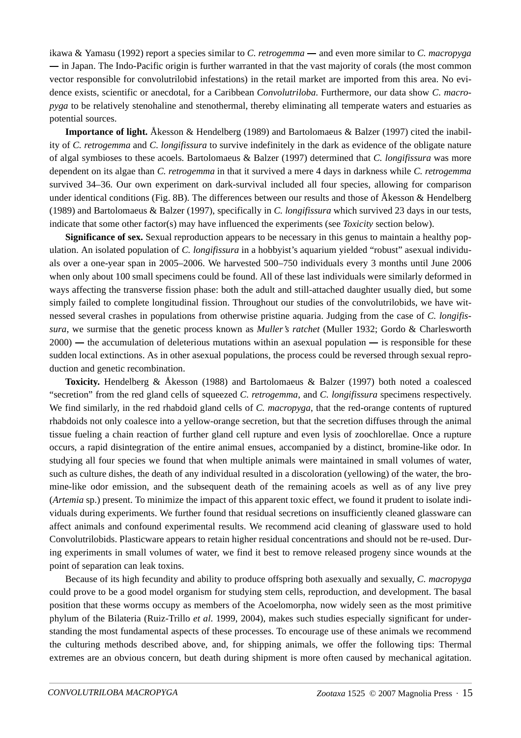ikawa & Yamasu (1992) report a species similar to *C. retrogemma* — and even more similar to *C. macropyga* — in Japan. The Indo-Pacific origin is further warranted in that the vast majority of corals (the most common vector responsible for convolutrilobid infestations) in the retail market are imported from this area. No evidence exists, scientific or anecdotal, for a Caribbean *Convolutriloba*. Furthermore, our data show *C. macropyga* to be relatively stenohaline and stenothermal, thereby eliminating all temperate waters and estuaries as potential sources.

**Importance of light.** Åkesson & Hendelberg (1989) and Bartolomaeus & Balzer (1997) cited the inability of *C. retrogemma* and *C. longifissura* to survive indefinitely in the dark as evidence of the obligate nature of algal symbioses to these acoels. Bartolomaeus & Balzer (1997) determined that *C. longifissura* was more dependent on its algae than *C. retrogemma* in that it survived a mere 4 days in darkness while *C. retrogemma* survived 34–36. Our own experiment on dark-survival included all four species, allowing for comparison under identical conditions (Fig. 8B). The differences between our results and those of Åkesson & Hendelberg (1989) and Bartolomaeus & Balzer (1997), specifically in *C. longifissura* which survived 23 days in our tests, indicate that some other factor(s) may have influenced the experiments (see *Toxicity* section below).

**Significance of sex.** Sexual reproduction appears to be necessary in this genus to maintain a healthy population. An isolated population of *C. longifissura* in a hobbyist's aquarium yielded "robust" asexual individuals over a one-year span in 2005–2006. We harvested 500–750 individuals every 3 months until June 2006 when only about 100 small specimens could be found. All of these last individuals were similarly deformed in ways affecting the transverse fission phase: both the adult and still-attached daughter usually died, but some simply failed to complete longitudinal fission. Throughout our studies of the convolutrilobids, we have witnessed several crashes in populations from otherwise pristine aquaria. Judging from the case of *C. longifissura*, we surmise that the genetic process known as *Muller's ratchet* (Muller 1932; Gordo & Charlesworth 2000) — the accumulation of deleterious mutations within an asexual population — is responsible for these sudden local extinctions. As in other asexual populations, the process could be reversed through sexual reproduction and genetic recombination.

**Toxicity.** Hendelberg & Åkesson (1988) and Bartolomaeus & Balzer (1997) both noted a coalesced "secretion" from the red gland cells of squeezed *C. retrogemma*, and *C. longifissura* specimens respectively. We find similarly, in the red rhabdoid gland cells of *C. macropyga*, that the red-orange contents of ruptured rhabdoids not only coalesce into a yellow-orange secretion, but that the secretion diffuses through the animal tissue fueling a chain reaction of further gland cell rupture and even lysis of zoochlorellae. Once a rupture occurs, a rapid disintegration of the entire animal ensues, accompanied by a distinct, bromine-like odor. In studying all four species we found that when multiple animals were maintained in small volumes of water, such as culture dishes, the death of any individual resulted in a discoloration (yellowing) of the water, the bromine-like odor emission, and the subsequent death of the remaining acoels as well as of any live prey (*Artemia* sp.) present. To minimize the impact of this apparent toxic effect, we found it prudent to isolate individuals during experiments. We further found that residual secretions on insufficiently cleaned glassware can affect animals and confound experimental results. We recommend acid cleaning of glassware used to hold Convolutrilobids. Plasticware appears to retain higher residual concentrations and should not be re-used. During experiments in small volumes of water, we find it best to remove released progeny since wounds at the point of separation can leak toxins.

Because of its high fecundity and ability to produce offspring both asexually and sexually, *C. macropyga* could prove to be a good model organism for studying stem cells, reproduction, and development. The basal position that these worms occupy as members of the Acoelomorpha, now widely seen as the most primitive phylum of the Bilateria (Ruiz-Trillo *et al*. 1999, 2004), makes such studies especially significant for understanding the most fundamental aspects of these processes. To encourage use of these animals we recommend the culturing methods described above, and, for shipping animals, we offer the following tips: Thermal extremes are an obvious concern, but death during shipment is more often caused by mechanical agitation.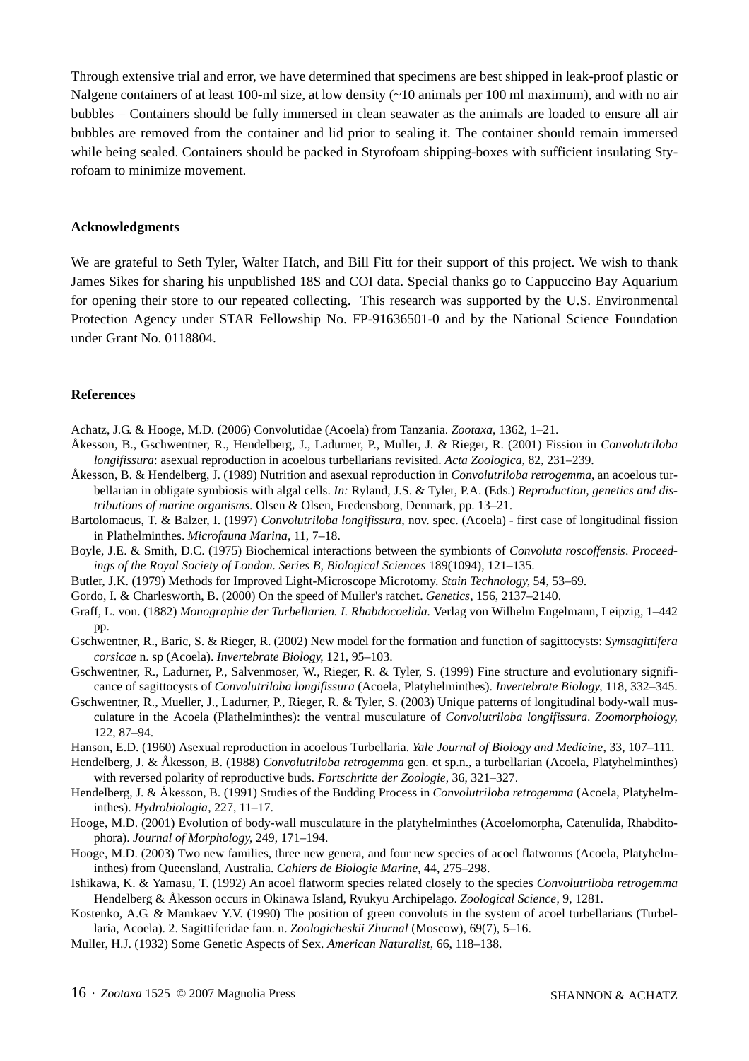Through extensive trial and error, we have determined that specimens are best shipped in leak-proof plastic or Nalgene containers of at least 100-ml size, at low density (~10 animals per 100 ml maximum), and with no air bubbles – Containers should be fully immersed in clean seawater as the animals are loaded to ensure all air bubbles are removed from the container and lid prior to sealing it. The container should remain immersed while being sealed. Containers should be packed in Styrofoam shipping-boxes with sufficient insulating Styrofoam to minimize movement.

## Acknowledgments

We are grateful to Seth Tyler, Walter Hatch, and Bill Fitt for their support of this project. We wish to thank James Sikes for sharing his unpublished 18S and COI data. Special thanks go to Cappuccino Bay Aquarium for opening their store to our repeated collecting. This research was supported by the U.S. Environmental Protection Agency under STAR Fellowship No. FP-91636501-0 and by the National Science Foundation under Grant No. 0118804.

## References

Achatz, J.G. & Hooge, M.D. (2006) Convolutidae (Acoela) from Tanzania. *Zootaxa*, 1362, 1–21.

Åkesson, B., Gschwentner, R., Hendelberg, J., Ladurner, P., Muller, J. & Rieger, R. (2001) Fission in *Convolutriloba longifissura*: asexual reproduction in acoelous turbellarians revisited. *Acta Zoologica*, 82, 231–239.

Åkesson, B. & Hendelberg, J. (1989) Nutrition and asexual reproduction in *Convolutriloba retrogemma*, an acoelous turbellarian in obligate symbiosis with algal cells. *In:* Ryland, J.S. & Tyler, P.A. (Eds.) *Reproduction, genetics and distributions of marine organisms*. Olsen & Olsen, Fredensborg, Denmark, pp. 13–21.

Bartolomaeus, T. & Balzer, I. (1997) *Convolutriloba longifissura*, nov. spec. (Acoela) - first case of longitudinal fission in Plathelminthes. *Microfauna Marina*, 11, 7–18.

Boyle, J.E. & Smith, D.C. (1975) Biochemical interactions between the symbionts of *Convoluta roscoffensis*. *Proceedings of the Royal Society of London. Series B, Biological Sciences* 189(1094), 121–135.

Butler, J.K. (1979) Methods for Improved Light-Microscope Microtomy. *Stain Technology*, 54, 53–69.

Gordo, I. & Charlesworth, B. (2000) On the speed of Muller's ratchet. *Genetics*, 156, 2137–2140.

Graff, L. von. (1882) *Monographie der Turbellarien. I. Rhabdocoelida.* Verlag von Wilhelm Engelmann, Leipzig, 1–442 pp.

Gschwentner, R., Baric, S. & Rieger, R. (2002) New model for the formation and function of sagittocysts: *Symsagittifera corsicae* n. sp (Acoela). *Invertebrate Biology*, 121, 95–103.

Gschwentner, R., Ladurner, P., Salvenmoser, W., Rieger, R. & Tyler, S. (1999) Fine structure and evolutionary significance of sagittocysts of *Convolutriloba longifissura* (Acoela, Platyhelminthes). *Invertebrate Biology*, 118, 332–345.

Gschwentner, R., Mueller, J., Ladurner, P., Rieger, R. & Tyler, S. (2003) Unique patterns of longitudinal body-wall musculature in the Acoela (Plathelminthes): the ventral musculature of *Convolutriloba longifissura*. *Zoomorphology*, 122, 87–94.

Hanson, E.D. (1960) Asexual reproduction in acoelous Turbellaria. *Yale Journal of Biology and Medicine*, 33, 107–111.

Hendelberg, J. & Åkesson, B. (1988) *Convolutriloba retrogemma* gen. et sp.n., a turbellarian (Acoela, Platyhelminthes) with reversed polarity of reproductive buds. *Fortschritte der Zoologie*, 36, 321–327.

Hendelberg, J. & Åkesson, B. (1991) Studies of the Budding Process in *Convolutriloba retrogemma* (Acoela, Platyhelminthes). *Hydrobiologia*, 227, 11–17.

Hooge, M.D. (2001) Evolution of body-wall musculature in the platyhelminthes (Acoelomorpha, Catenulida, Rhabditophora). *Journal of Morphology*, 249, 171–194.

Hooge, M.D. (2003) Two new families, three new genera, and four new species of acoel flatworms (Acoela, Platyhelminthes) from Queensland, Australia. *Cahiers de Biologie Marine*, 44, 275–298.

Ishikawa, K. & Yamasu, T. (1992) An acoel flatworm species related closely to the species *Convolutriloba retrogemma* Hendelberg & Åkesson occurs in Okinawa Island, Ryukyu Archipelago. *Zoological Science*, 9, 1281.

Kostenko, A.G. & Mamkaev Y.V. (1990) The position of green convoluts in the system of acoel turbellarians (Turbellaria, Acoela). 2. Sagittiferidae fam. n. *Zoologicheskii Zhurnal* (Moscow), 69(7), 5–16.

Muller, H.J. (1932) Some Genetic Aspects of Sex. *American Naturalist*, 66, 118–138.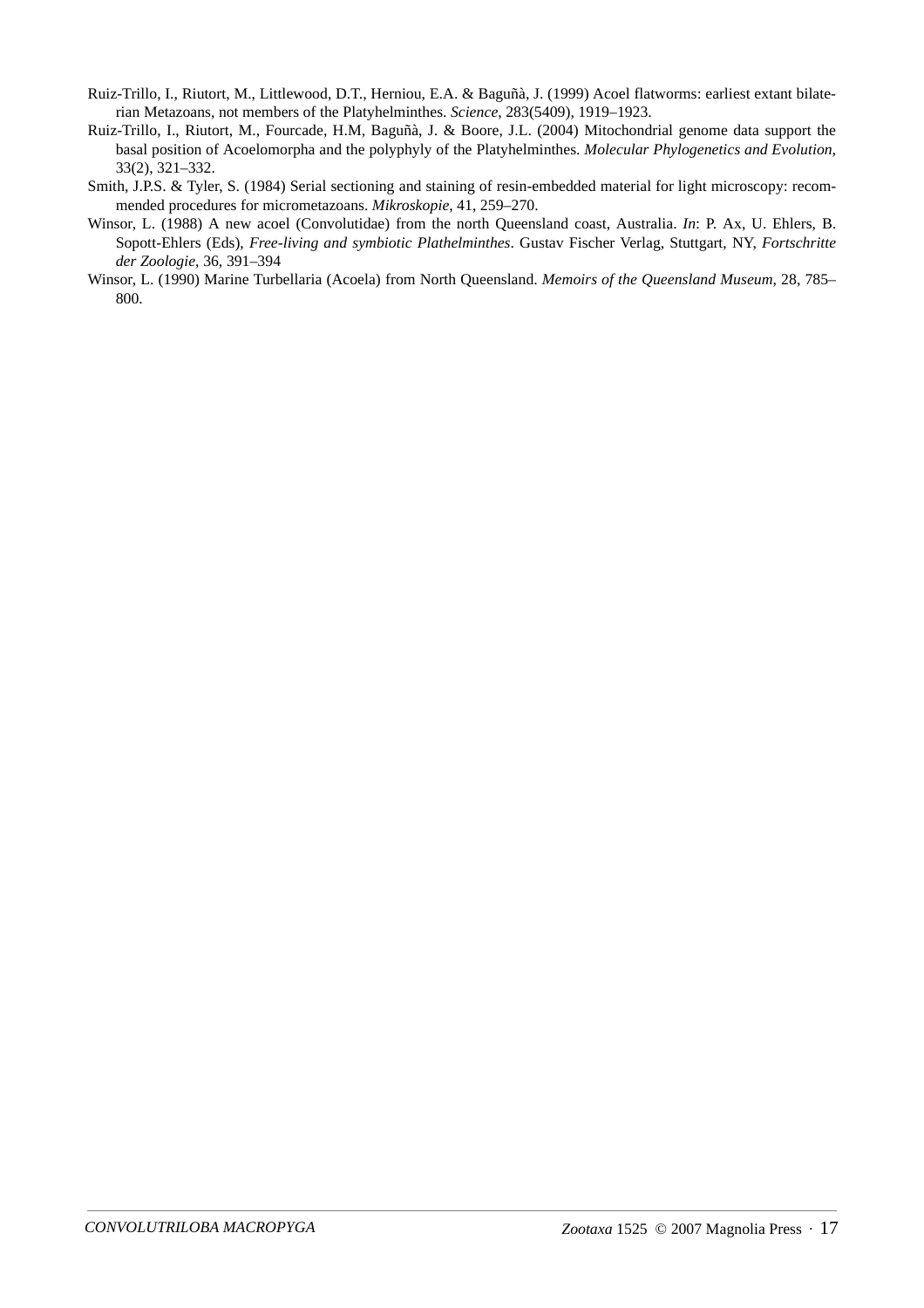Ruiz-Trillo, I., Riutort, M., Littlewood, D.T., Herniou, E.A. & Baguñà, J. (1999) Acoel flatworms: earliest extant bilaterian Metazoans, not members of the Platyhelminthes. *Science*, 283(5409), 1919–1923.

Ruiz-Trillo, I., Riutort, M., Fourcade, H.M, Baguñà, J. & Boore, J.L. (2004) Mitochondrial genome data support the basal position of Acoelomorpha and the polyphyly of the Platyhelminthes. *Molecular Phylogenetics and Evolution*, 33(2), 321–332.

Smith, J.P.S. & Tyler, S. (1984) Serial sectioning and staining of resin-embedded material for light microscopy: recommended procedures for micrometazoans. *Mikroskopie*, 41, 259–270.

Winsor, L. (1988) A new acoel (Convolutidae) from the north Queensland coast, Australia. *In*: P. Ax, U. Ehlers, B. Sopott-Ehlers (Eds), *Free-living and symbiotic Plathelminthes*. Gustav Fischer Verlag, Stuttgart, NY, *Fortschritte der Zoologie*, 36, 391–394

Winsor, L. (1990) Marine Turbellaria (Acoela) from North Queensland. *Memoirs of the Queensland Museum,* 28, 785–800.